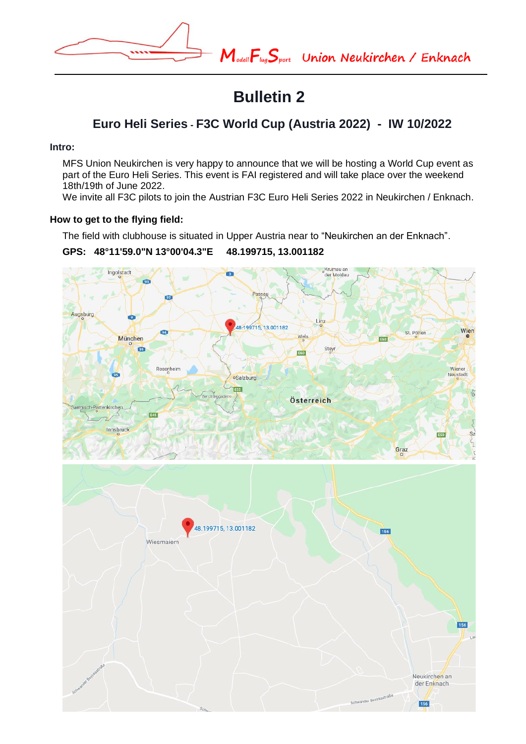ModellFlugSport Union Neukirchen / Enknach

# Bulletin 2

## Euro Heli Series - F3C World Cup (Austria 2022) - IW 10/2022

**Intro:**

MFS Union Neukirchen is very happy to announce that we will be hosting a World Cup event as part of the Euro Heli Series. This event is FAI registered and will take place over the weekend 18th/19th of June 2022.

We invite all F3C pilots to join the Austrian F3C Euro Heli Series 2022 in Neukirchen / Enknach.

**How to get to the flying field:**

The field with clubhouse is situated in Upper Austria near to “Neukirchen an der Enknach”.

**GPS: 48°11'59.0"N 13°00'04.3"E 48.199715, 13.001182**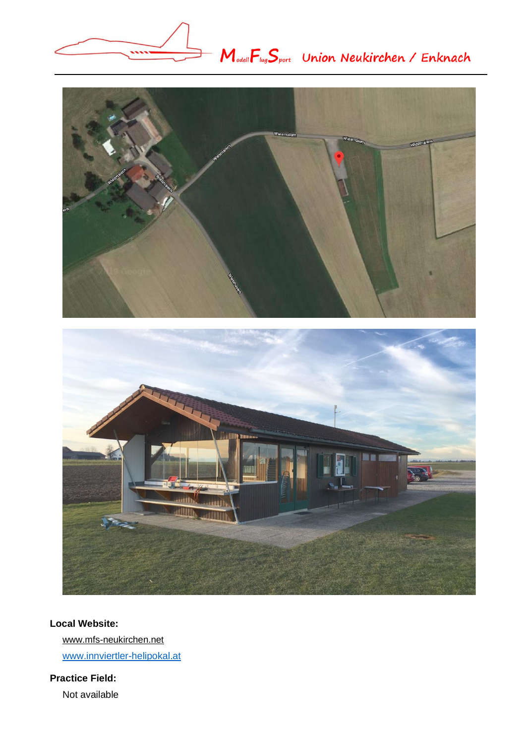**Local Website:**

www.mfs-neukirchen.net

www.innviertler-helipokal.at

**Practice Field:**

Not available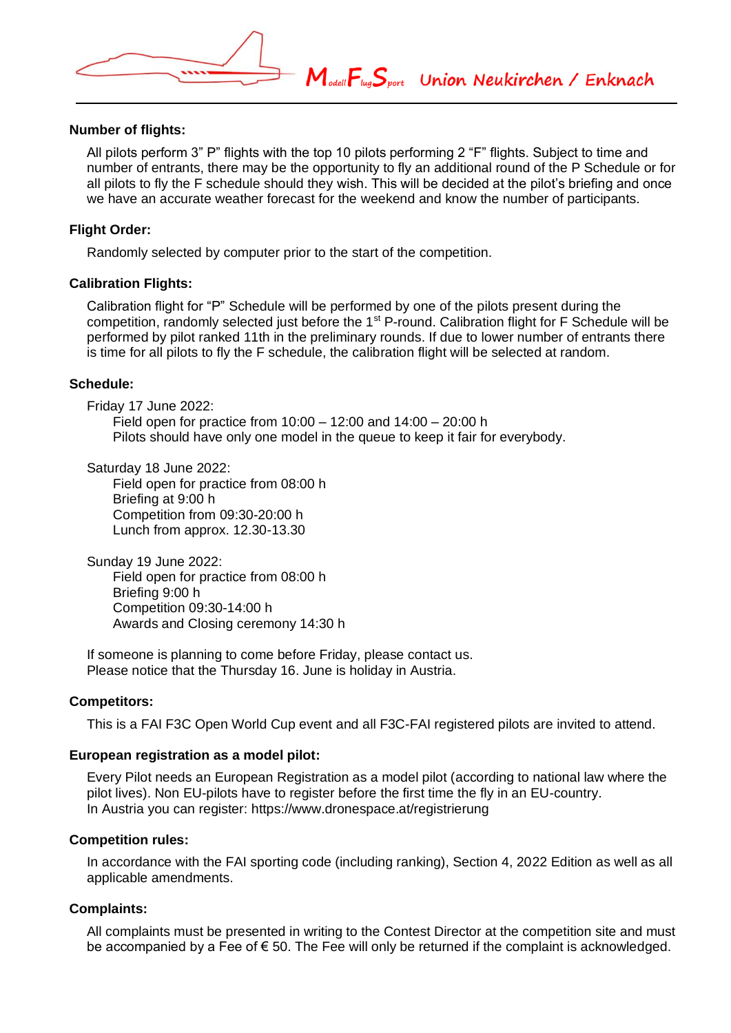**Number of flights:**

All pilots perform 3" P" flights with the top 10 pilots performing 2 "F" flights. Subject to time and number of entrants, there may be the opportunity to fly an additional round of the P Schedule or for all pilots to fly the F schedule should they wish. This will be decided at the pilot's briefing and once we have an accurate weather forecast for the weekend and know the number of participants.

**Flight Order:**

Randomly selected by computer prior to the start of the competition.

**Calibration Flights:**

Calibration flight for "P" Schedule will be performed by one of the pilots present during the competition, randomly selected just before the 1st P-round. Calibration flight for F Schedule will be performed by pilot ranked 11th in the preliminary rounds. If due to lower number of entrants there is time for all pilots to fly the F schedule, the calibration flight will be selected at random.

**Schedule:**

Friday 17 June 2022:
Field open for practice from 10:00 – 12:00 and 14:00 – 20:00 h
Pilots should have only one model in the queue to keep it fair for everybody.

Saturday 18 June 2022:
Field open for practice from 08:00 h
Briefing at 9:00 h
Competition from 09:30-20:00 h
Lunch from approx. 12.30-13.30

Sunday 19 June 2022:
Field open for practice from 08:00 h
Briefing 9:00 h
Competition 09:30-14:00 h
Awards and Closing ceremony 14:30 h

If someone is planning to come before Friday, please contact us.
Please notice that the Thursday 16. June is holiday in Austria.

**Competitors:**

This is a FAI F3C Open World Cup event and all F3C-FAI registered pilots are invited to attend.

**European registration as a model pilot:**

Every Pilot needs an European Registration as a model pilot (according to national law where the pilot lives). Non EU-pilots have to register before the first time the fly in an EU-country.
In Austria you can register: https://www.dronespace.at/registrierung

**Competition rules:**

In accordance with the FAI sporting code (including ranking), Section 4, 2022 Edition as well as all applicable amendments.

**Complaints:**

All complaints must be presented in writing to the Contest Director at the competition site and must be accompanied by a Fee of € 50. The Fee will only be returned if the complaint is acknowledged.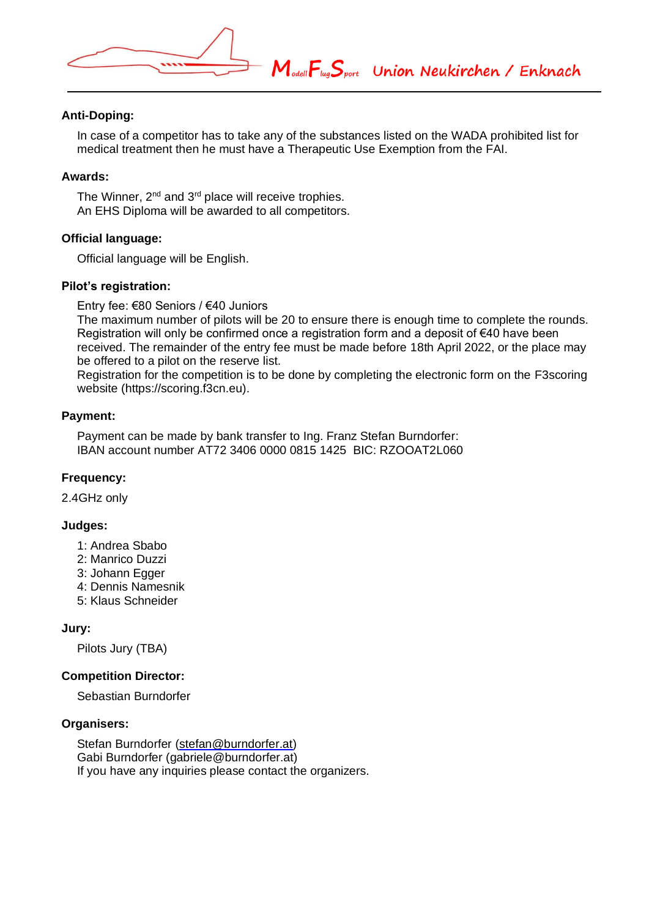**Anti-Doping:**

In case of a competitor has to take any of the substances listed on the WADA prohibited list for medical treatment then he must have a Therapeutic Use Exemption from the FAI.

**Awards:**

The Winner, 2nd and 3rd place will receive trophies.
An EHS Diploma will be awarded to all competitors.

**Official language:**

Official language will be English.

**Pilot's registration:**

Entry fee: €80 Seniors / €40 Juniors
The maximum number of pilots will be 20 to ensure there is enough time to complete the rounds. Registration will only be confirmed once a registration form and a deposit of €40 have been received. The remainder of the entry fee must be made before 18th April 2022, or the place may be offered to a pilot on the reserve list.
Registration for the competition is to be done by completing the electronic form on the F3scoring website (https://scoring.f3cn.eu).

**Payment:**

Payment can be made by bank transfer to Ing. Franz Stefan Burndorfer:
IBAN account number AT72 3406 0000 0815 1425 BIC: RZOOAT2L060

**Frequency:**

2.4GHz only

**Judges:**

1: Andrea Sbabo
2: Manrico Duzzi
3: Johann Egger
4: Dennis Namesnik
5: Klaus Schneider

**Jury:**

Pilots Jury (TBA)

**Competition Director:**

Sebastian Burndorfer

**Organisers:**

Stefan Burndorfer (stefan@burndorfer.at)
Gabi Burndorfer (gabriele@burndorfer.at)
If you have any inquiries please contact the organizers.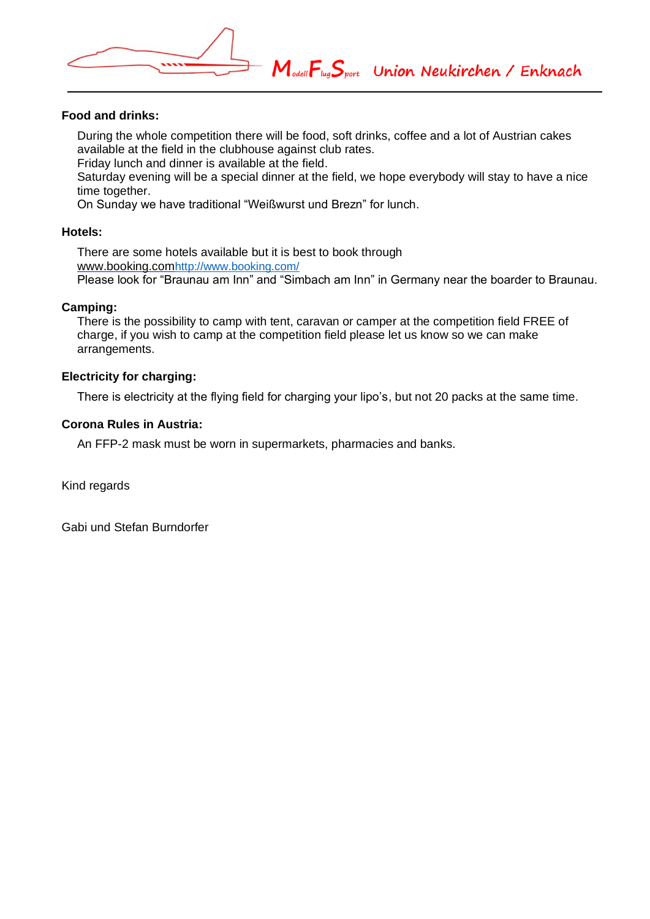**Food and drinks:**

During the whole competition there will be food, soft drinks, coffee and a lot of Austrian cakes available at the field in the clubhouse against club rates.
Friday lunch and dinner is available at the field.
Saturday evening will be a special dinner at the field, we hope everybody will stay to have a nice time together.
On Sunday we have traditional “Weißwurst und Brezn” for lunch.

**Hotels:**

There are some hotels available but it is best to book through
www.booking.comhttp://www.booking.com/
Please look for “Braunau am Inn” and “Simbach am Inn” in Germany near the boarder to Braunau.

**Camping:**

There is the possibility to camp with tent, caravan or camper at the competition field FREE of charge, if you wish to camp at the competition field please let us know so we can make arrangements.

**Electricity for charging:**

There is electricity at the flying field for charging your lipo’s, but not 20 packs at the same time.

**Corona Rules in Austria:**

An FFP-2 mask must be worn in supermarkets, pharmacies and banks.

Kind regards

Gabi und Stefan Burndorfer